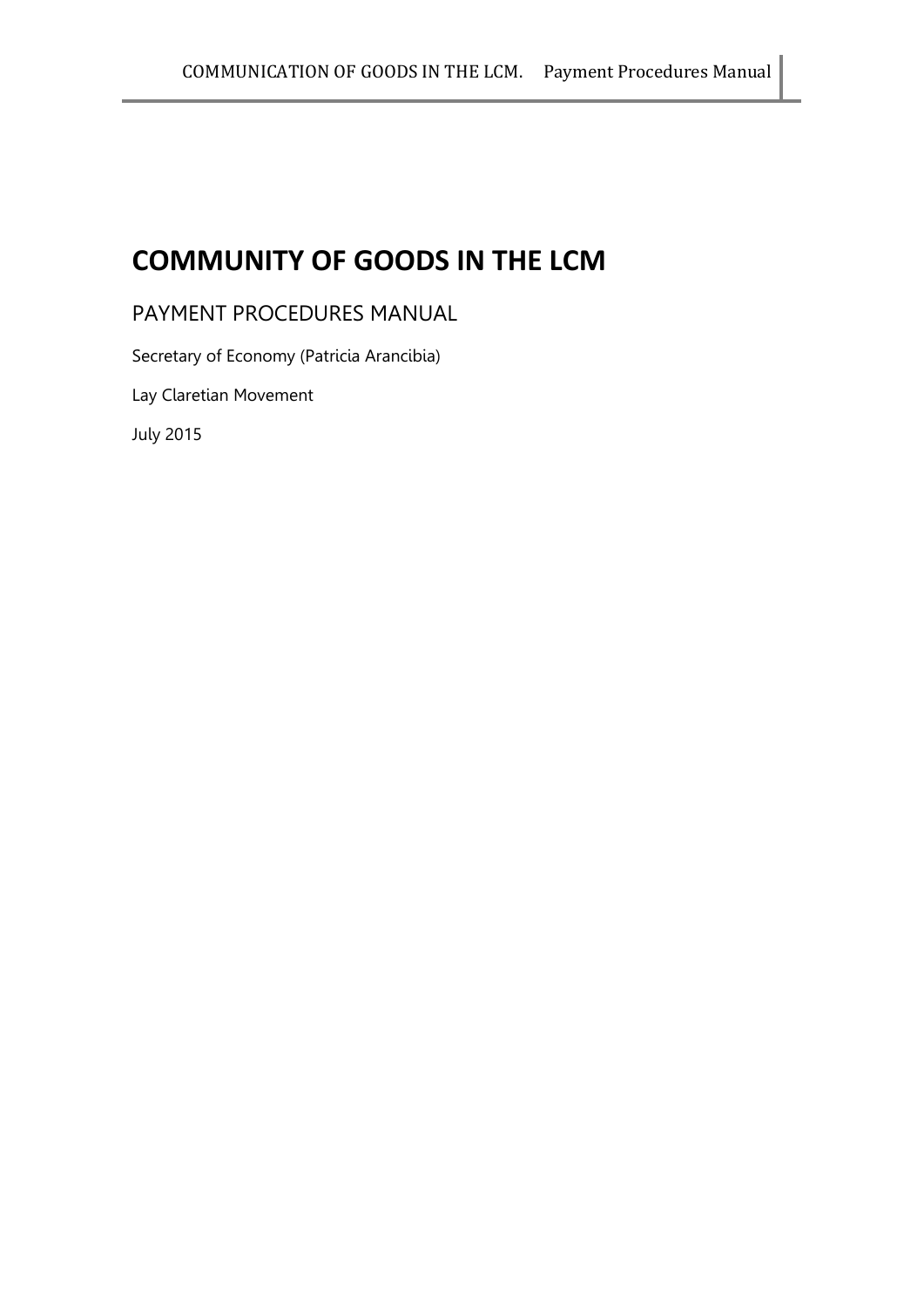# COMMUNITY OF GOODS IN THE LCM

## PAYMENT PROCEDURES MANUAL

Secretary of Economy (Patricia Arancibia)

Lay Claretian Movement

July 2015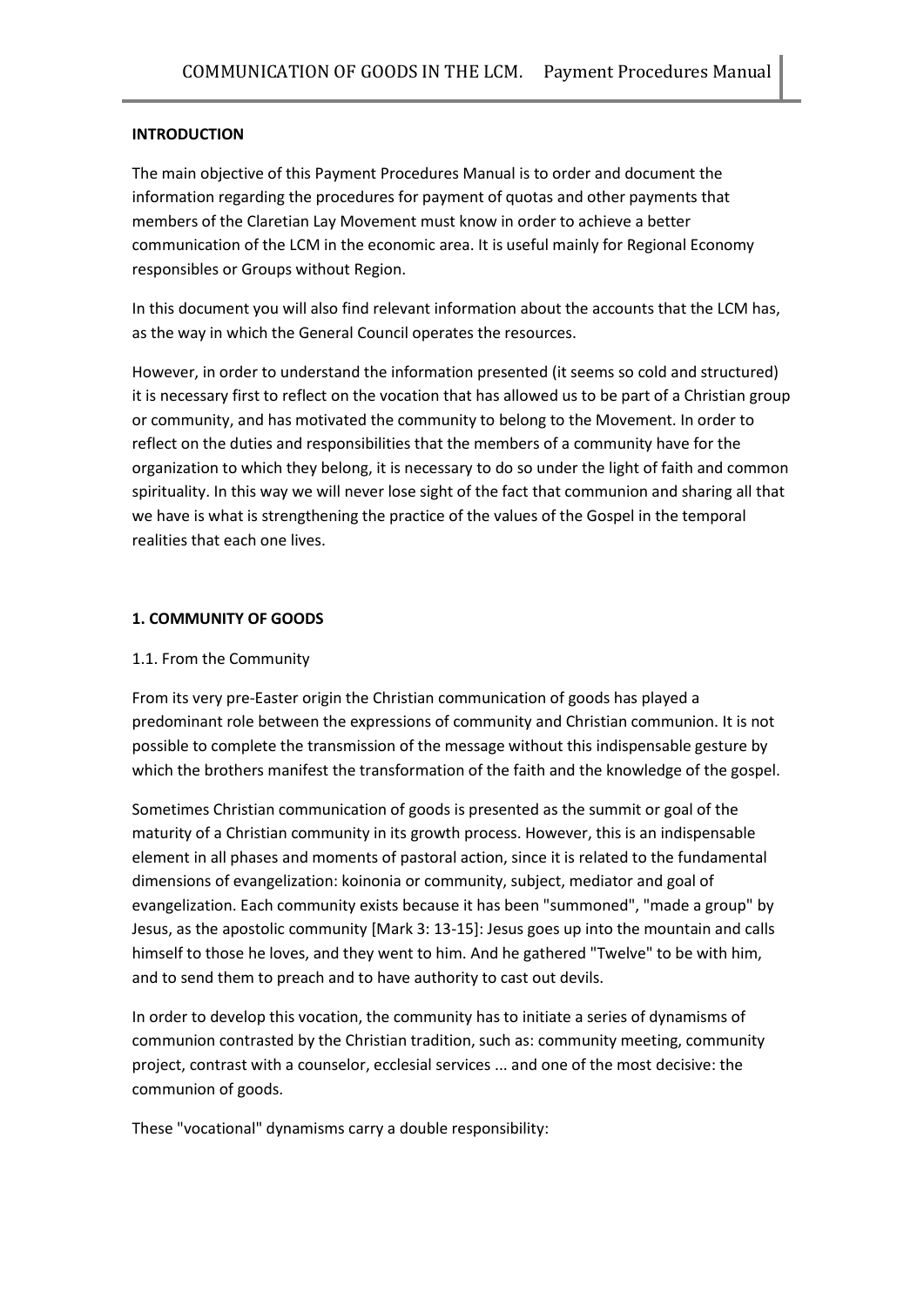**INTRODUCTION**

The main objective of this Payment Procedures Manual is to order and document the information regarding the procedures for payment of quotas and other payments that members of the Claretian Lay Movement must know in order to achieve a better communication of the LCM in the economic area. It is useful mainly for Regional Economy responsibles or Groups without Region.

In this document you will also find relevant information about the accounts that the LCM has, as the way in which the General Council operates the resources.

However, in order to understand the information presented (it seems so cold and structured) it is necessary first to reflect on the vocation that has allowed us to be part of a Christian group or community, and has motivated the community to belong to the Movement. In order to reflect on the duties and responsibilities that the members of a community have for the organization to which they belong, it is necessary to do so under the light of faith and common spirituality. In this way we will never lose sight of the fact that communion and sharing all that we have is what is strengthening the practice of the values of the Gospel in the temporal realities that each one lives.

**1. COMMUNITY OF GOODS**

1.1. From the Community

From its very pre-Easter origin the Christian communication of goods has played a predominant role between the expressions of community and Christian communion. It is not possible to complete the transmission of the message without this indispensable gesture by which the brothers manifest the transformation of the faith and the knowledge of the gospel.

Sometimes Christian communication of goods is presented as the summit or goal of the maturity of a Christian community in its growth process. However, this is an indispensable element in all phases and moments of pastoral action, since it is related to the fundamental dimensions of evangelization: koinonia or community, subject, mediator and goal of evangelization. Each community exists because it has been "summoned", "made a group" by Jesus, as the apostolic community [Mark 3: 13-15]: Jesus goes up into the mountain and calls himself to those he loves, and they went to him. And he gathered "Twelve" to be with him, and to send them to preach and to have authority to cast out devils.

In order to develop this vocation, the community has to initiate a series of dynamisms of communion contrasted by the Christian tradition, such as: community meeting, community project, contrast with a counselor, ecclesial services ... and one of the most decisive: the communion of goods.

These "vocational" dynamisms carry a double responsibility: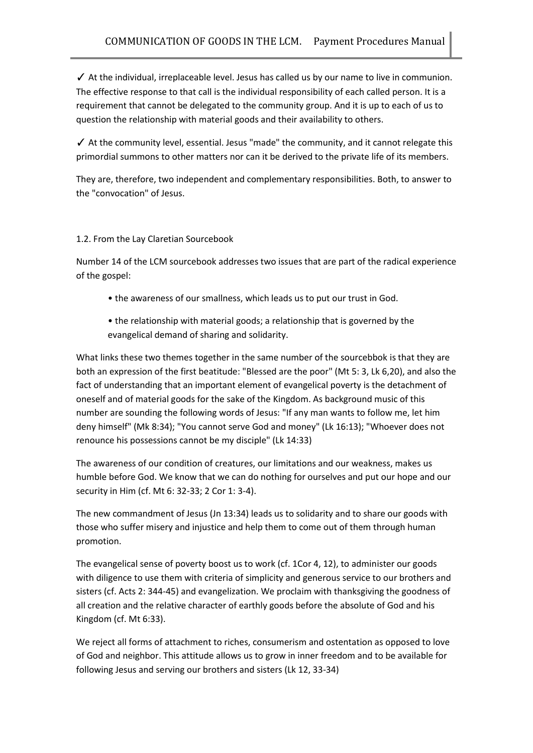✓ At the individual, irreplaceable level. Jesus has called us by our name to live in communion. The effective response to that call is the individual responsibility of each called person. It is a requirement that cannot be delegated to the community group. And it is up to each of us to question the relationship with material goods and their availability to others.

✓ At the community level, essential. Jesus "made" the community, and it cannot relegate this primordial summons to other matters nor can it be derived to the private life of its members.

They are, therefore, two independent and complementary responsibilities. Both, to answer to the "convocation" of Jesus.

### 1.2. From the Lay Claretian Sourcebook

Number 14 of the LCM sourcebook addresses two issues that are part of the radical experience of the gospel:

- the awareness of our smallness, which leads us to put our trust in God.
- the relationship with material goods; a relationship that is governed by the evangelical demand of sharing and solidarity.

What links these two themes together in the same number of the sourcebbok is that they are both an expression of the first beatitude: "Blessed are the poor" (Mt 5: 3, Lk 6,20), and also the fact of understanding that an important element of evangelical poverty is the detachment of oneself and of material goods for the sake of the Kingdom. As background music of this number are sounding the following words of Jesus: "If any man wants to follow me, let him deny himself" (Mk 8:34); "You cannot serve God and money" (Lk 16:13); "Whoever does not renounce his possessions cannot be my disciple" (Lk 14:33)

The awareness of our condition of creatures, our limitations and our weakness, makes us humble before God. We know that we can do nothing for ourselves and put our hope and our security in Him (cf. Mt 6: 32-33; 2 Cor 1: 3-4).

The new commandment of Jesus (Jn 13:34) leads us to solidarity and to share our goods with those who suffer misery and injustice and help them to come out of them through human promotion.

The evangelical sense of poverty boost us to work (cf. 1Cor 4, 12), to administer our goods with diligence to use them with criteria of simplicity and generous service to our brothers and sisters (cf. Acts 2: 344-45) and evangelization. We proclaim with thanksgiving the goodness of all creation and the relative character of earthly goods before the absolute of God and his Kingdom (cf. Mt 6:33).

We reject all forms of attachment to riches, consumerism and ostentation as opposed to love of God and neighbor. This attitude allows us to grow in inner freedom and to be available for following Jesus and serving our brothers and sisters (Lk 12, 33-34)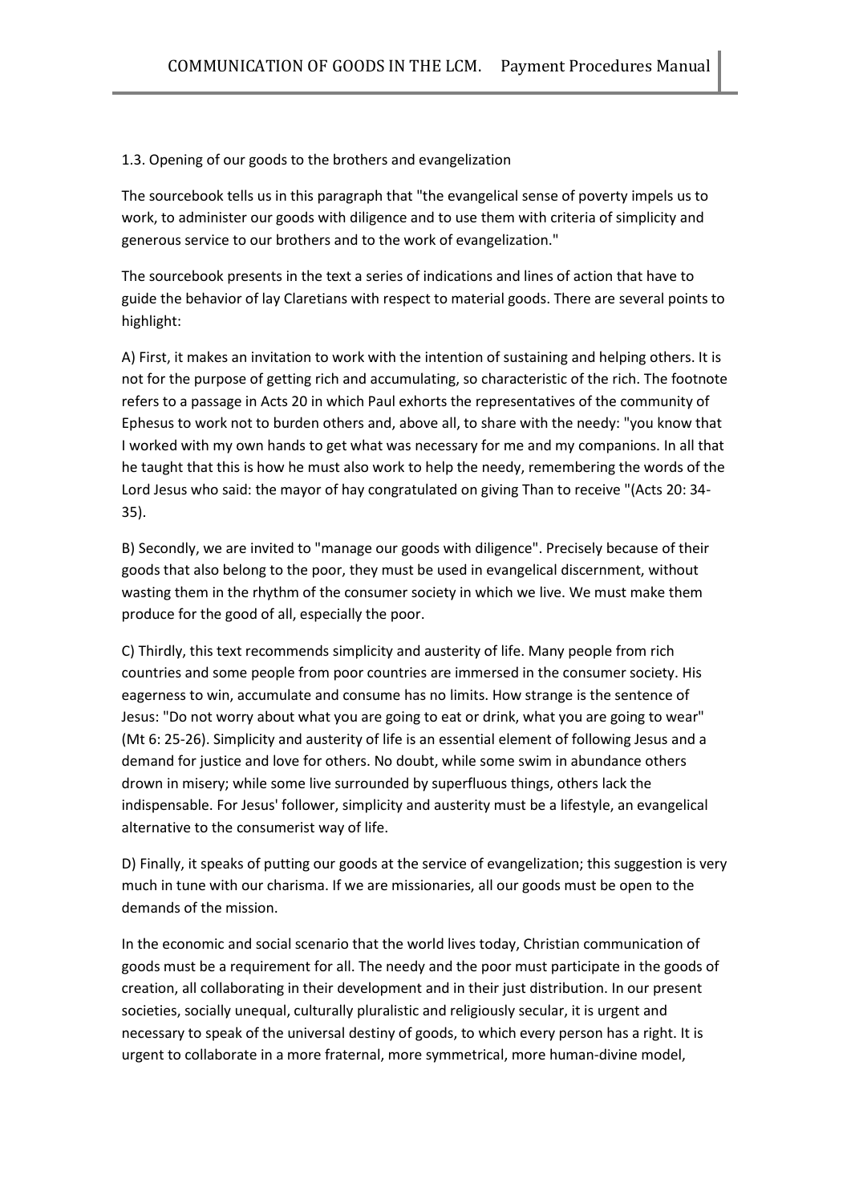### 1.3. Opening of our goods to the brothers and evangelization

The sourcebook tells us in this paragraph that "the evangelical sense of poverty impels us to work, to administer our goods with diligence and to use them with criteria of simplicity and generous service to our brothers and to the work of evangelization."

The sourcebook presents in the text a series of indications and lines of action that have to guide the behavior of lay Claretians with respect to material goods. There are several points to highlight:

A) First, it makes an invitation to work with the intention of sustaining and helping others. It is not for the purpose of getting rich and accumulating, so characteristic of the rich. The footnote refers to a passage in Acts 20 in which Paul exhorts the representatives of the community of Ephesus to work not to burden others and, above all, to share with the needy: "you know that I worked with my own hands to get what was necessary for me and my companions. In all that he taught that this is how he must also work to help the needy, remembering the words of the Lord Jesus who said: the mayor of hay congratulated on giving Than to receive "(Acts 20: 34-35).

B) Secondly, we are invited to "manage our goods with diligence". Precisely because of their goods that also belong to the poor, they must be used in evangelical discernment, without wasting them in the rhythm of the consumer society in which we live. We must make them produce for the good of all, especially the poor.

C) Thirdly, this text recommends simplicity and austerity of life. Many people from rich countries and some people from poor countries are immersed in the consumer society. His eagerness to win, accumulate and consume has no limits. How strange is the sentence of Jesus: "Do not worry about what you are going to eat or drink, what you are going to wear" (Mt 6: 25-26). Simplicity and austerity of life is an essential element of following Jesus and a demand for justice and love for others. No doubt, while some swim in abundance others drown in misery; while some live surrounded by superfluous things, others lack the indispensable. For Jesus' follower, simplicity and austerity must be a lifestyle, an evangelical alternative to the consumerist way of life.

D) Finally, it speaks of putting our goods at the service of evangelization; this suggestion is very much in tune with our charisma. If we are missionaries, all our goods must be open to the demands of the mission.

In the economic and social scenario that the world lives today, Christian communication of goods must be a requirement for all. The needy and the poor must participate in the goods of creation, all collaborating in their development and in their just distribution. In our present societies, socially unequal, culturally pluralistic and religiously secular, it is urgent and necessary to speak of the universal destiny of goods, to which every person has a right. It is urgent to collaborate in a more fraternal, more symmetrical, more human-divine model,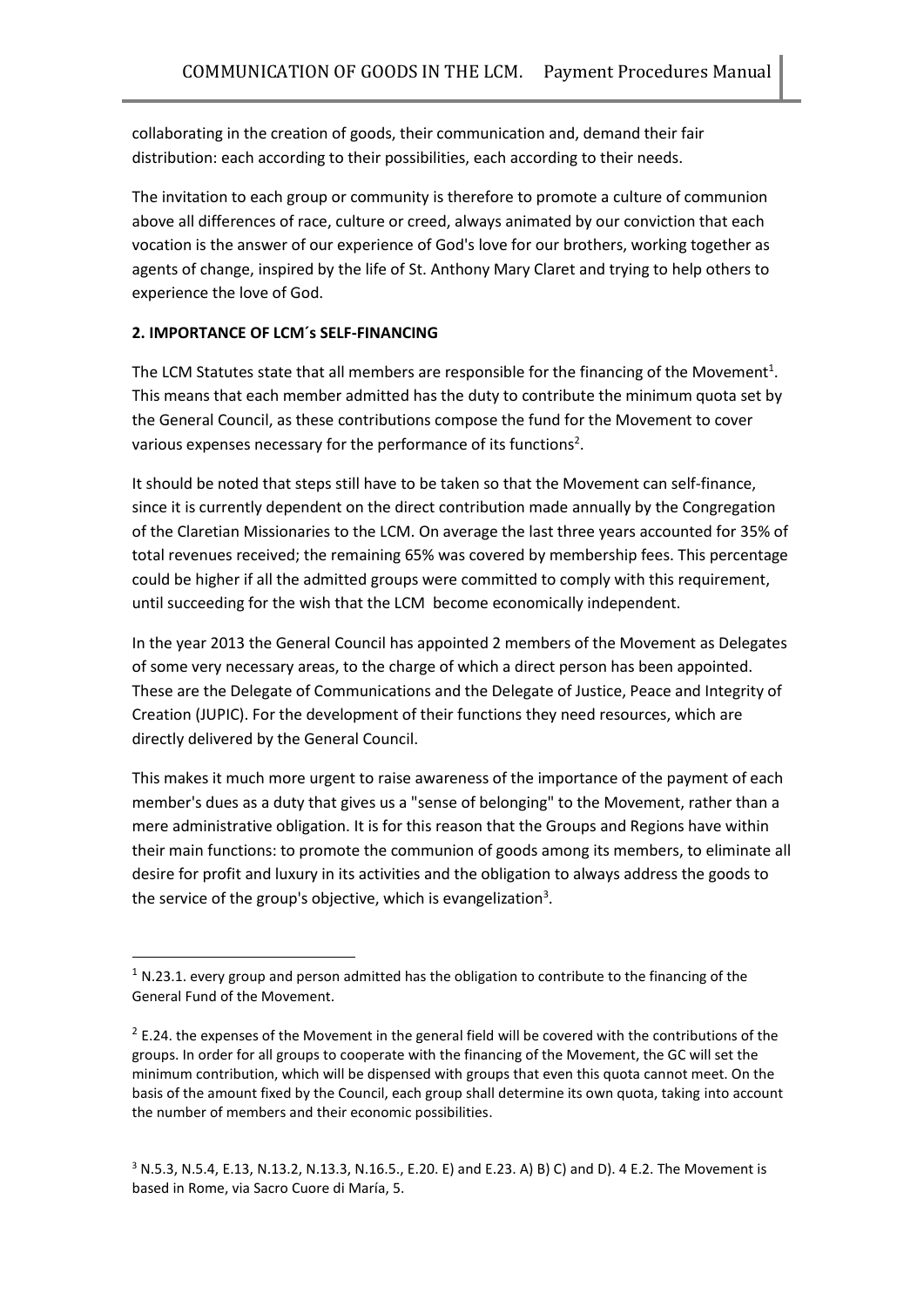collaborating in the creation of goods, their communication and, demand their fair distribution: each according to their possibilities, each according to their needs.

The invitation to each group or community is therefore to promote a culture of communion above all differences of race, culture or creed, always animated by our conviction that each vocation is the answer of our experience of God's love for our brothers, working together as agents of change, inspired by the life of St. Anthony Mary Claret and trying to help others to experience the love of God.

## 2. IMPORTANCE OF LCM´s SELF-FINANCING

The LCM Statutes state that all members are responsible for the financing of the Movement[1]. This means that each member admitted has the duty to contribute the minimum quota set by the General Council, as these contributions compose the fund for the Movement to cover various expenses necessary for the performance of its functions[2].

It should be noted that steps still have to be taken so that the Movement can self-finance, since it is currently dependent on the direct contribution made annually by the Congregation of the Claretian Missionaries to the LCM. On average the last three years accounted for 35% of total revenues received; the remaining 65% was covered by membership fees. This percentage could be higher if all the admitted groups were committed to comply with this requirement, until succeeding for the wish that the LCM become economically independent.

In the year 2013 the General Council has appointed 2 members of the Movement as Delegates of some very necessary areas, to the charge of which a direct person has been appointed. These are the Delegate of Communications and the Delegate of Justice, Peace and Integrity of Creation (JUPIC). For the development of their functions they need resources, which are directly delivered by the General Council.

This makes it much more urgent to raise awareness of the importance of the payment of each member's dues as a duty that gives us a "sense of belonging" to the Movement, rather than a mere administrative obligation. It is for this reason that the Groups and Regions have within their main functions: to promote the communion of goods among its members, to eliminate all desire for profit and luxury in its activities and the obligation to always address the goods to the service of the group's objective, which is evangelization[3].

---

[1] N.23.1. every group and person admitted has the obligation to contribute to the financing of the General Fund of the Movement.

[2] E.24. the expenses of the Movement in the general field will be covered with the contributions of the groups. In order for all groups to cooperate with the financing of the Movement, the GC will set the minimum contribution, which will be dispensed with groups that even this quota cannot meet. On the basis of the amount fixed by the Council, each group shall determine its own quota, taking into account the number of members and their economic possibilities.

[3] N.5.3, N.5.4, E.13, N.13.2, N.13.3, N.16.5., E.20. E) and E.23. A) B) C) and D). 4 E.2. The Movement is based in Rome, via Sacro Cuore di María, 5.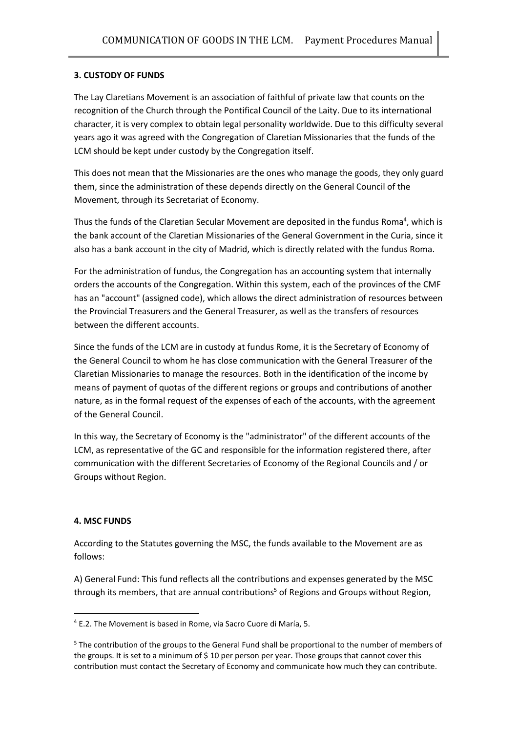### 3. CUSTODY OF FUNDS

The Lay Claretians Movement is an association of faithful of private law that counts on the recognition of the Church through the Pontifical Council of the Laity. Due to its international character, it is very complex to obtain legal personality worldwide. Due to this difficulty several years ago it was agreed with the Congregation of Claretian Missionaries that the funds of the LCM should be kept under custody by the Congregation itself.

This does not mean that the Missionaries are the ones who manage the goods, they only guard them, since the administration of these depends directly on the General Council of the Movement, through its Secretariat of Economy.

Thus the funds of the Claretian Secular Movement are deposited in the fundus Roma[4], which is the bank account of the Claretian Missionaries of the General Government in the Curia, since it also has a bank account in the city of Madrid, which is directly related with the fundus Roma.

For the administration of fundus, the Congregation has an accounting system that internally orders the accounts of the Congregation. Within this system, each of the provinces of the CMF has an "account" (assigned code), which allows the direct administration of resources between the Provincial Treasurers and the General Treasurer, as well as the transfers of resources between the different accounts.

Since the funds of the LCM are in custody at fundus Rome, it is the Secretary of Economy of the General Council to whom he has close communication with the General Treasurer of the Claretian Missionaries to manage the resources. Both in the identification of the income by means of payment of quotas of the different regions or groups and contributions of another nature, as in the formal request of the expenses of each of the accounts, with the agreement of the General Council.

In this way, the Secretary of Economy is the "administrator" of the different accounts of the LCM, as representative of the GC and responsible for the information registered there, after communication with the different Secretaries of Economy of the Regional Councils and / or Groups without Region.

### 4. MSC FUNDS

According to the Statutes governing the MSC, the funds available to the Movement are as follows:

A) General Fund: This fund reflects all the contributions and expenses generated by the MSC through its members, that are annual contributions[5] of Regions and Groups without Region,

---

[4] E.2. The Movement is based in Rome, via Sacro Cuore di María, 5.

[5] The contribution of the groups to the General Fund shall be proportional to the number of members of the groups. It is set to a minimum of $ 10 per person per year. Those groups that cannot cover this contribution must contact the Secretary of Economy and communicate how much they can contribute.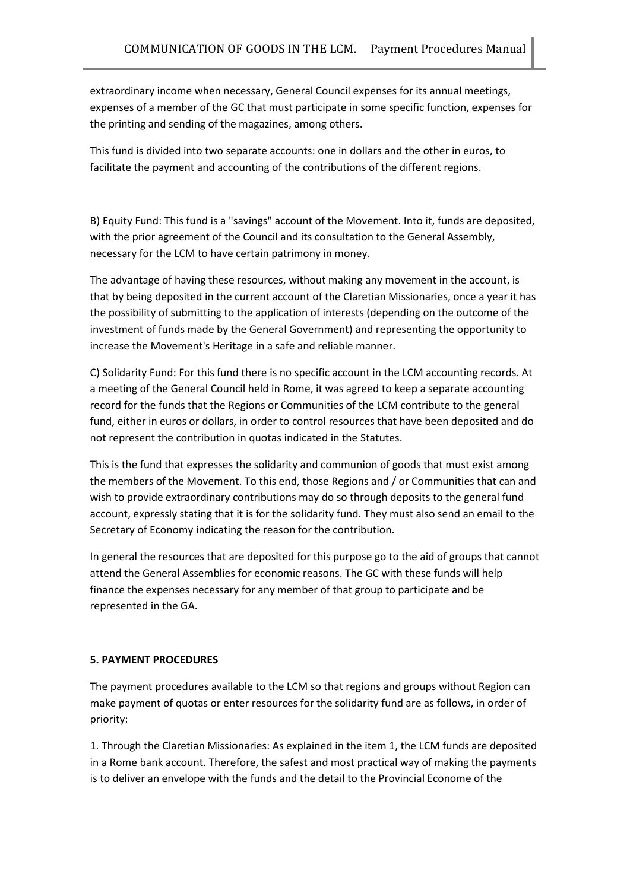extraordinary income when necessary, General Council expenses for its annual meetings, expenses of a member of the GC that must participate in some specific function, expenses for the printing and sending of the magazines, among others.

This fund is divided into two separate accounts: one in dollars and the other in euros, to facilitate the payment and accounting of the contributions of the different regions.

B) Equity Fund: This fund is a "savings" account of the Movement. Into it, funds are deposited, with the prior agreement of the Council and its consultation to the General Assembly, necessary for the LCM to have certain patrimony in money.

The advantage of having these resources, without making any movement in the account, is that by being deposited in the current account of the Claretian Missionaries, once a year it has the possibility of submitting to the application of interests (depending on the outcome of the investment of funds made by the General Government) and representing the opportunity to increase the Movement's Heritage in a safe and reliable manner.

C) Solidarity Fund: For this fund there is no specific account in the LCM accounting records. At a meeting of the General Council held in Rome, it was agreed to keep a separate accounting record for the funds that the Regions or Communities of the LCM contribute to the general fund, either in euros or dollars, in order to control resources that have been deposited and do not represent the contribution in quotas indicated in the Statutes.

This is the fund that expresses the solidarity and communion of goods that must exist among the members of the Movement. To this end, those Regions and / or Communities that can and wish to provide extraordinary contributions may do so through deposits to the general fund account, expressly stating that it is for the solidarity fund. They must also send an email to the Secretary of Economy indicating the reason for the contribution.

In general the resources that are deposited for this purpose go to the aid of groups that cannot attend the General Assemblies for economic reasons. The GC with these funds will help finance the expenses necessary for any member of that group to participate and be represented in the GA.

**5. PAYMENT PROCEDURES**

The payment procedures available to the LCM so that regions and groups without Region can make payment of quotas or enter resources for the solidarity fund are as follows, in order of priority:

1. Through the Claretian Missionaries: As explained in the item 1, the LCM funds are deposited in a Rome bank account. Therefore, the safest and most practical way of making the payments is to deliver an envelope with the funds and the detail to the Provincial Econome of the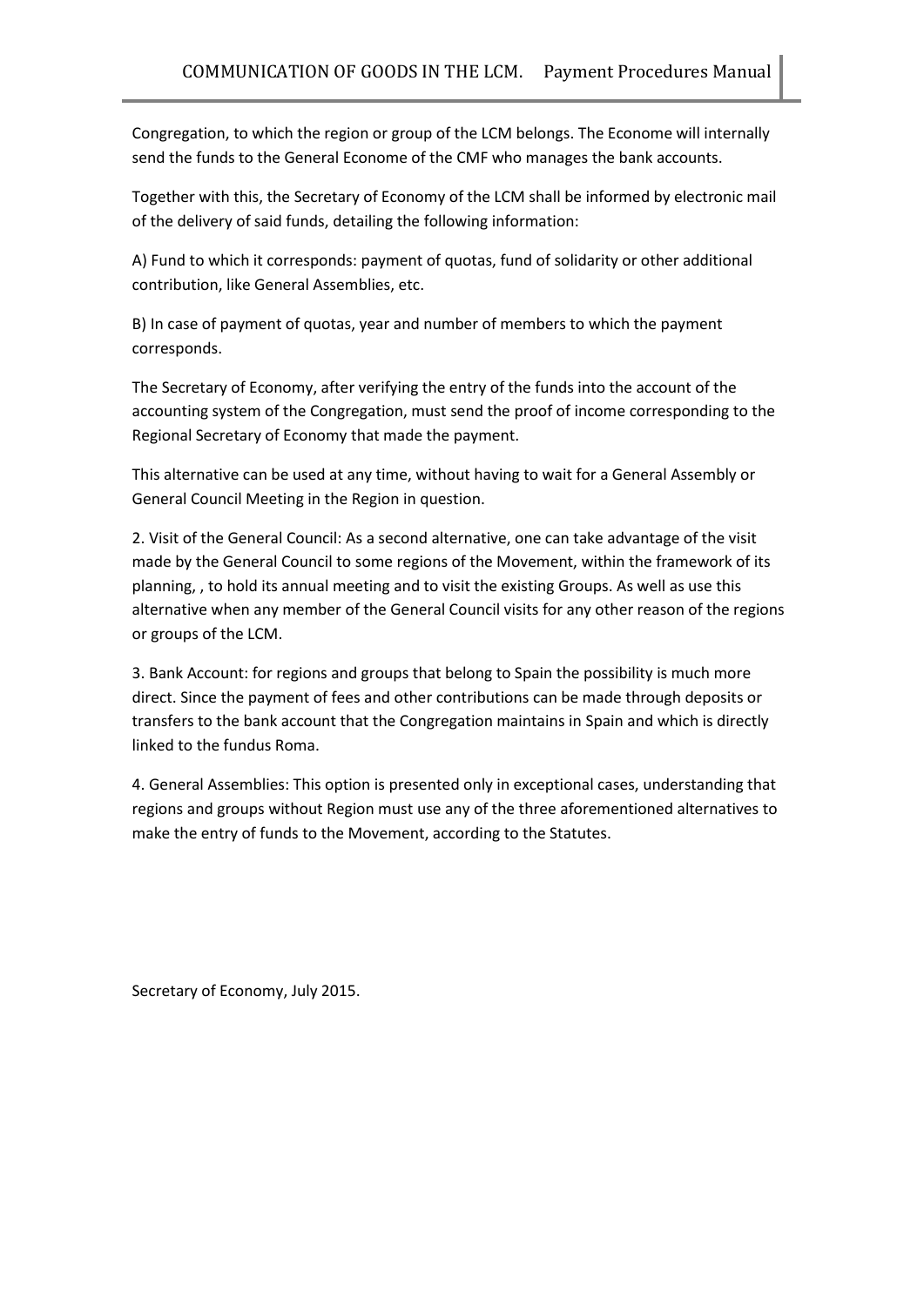Congregation, to which the region or group of the LCM belongs. The Econome will internally send the funds to the General Econome of the CMF who manages the bank accounts.

Together with this, the Secretary of Economy of the LCM shall be informed by electronic mail of the delivery of said funds, detailing the following information:

A) Fund to which it corresponds: payment of quotas, fund of solidarity or other additional contribution, like General Assemblies, etc.

B) In case of payment of quotas, year and number of members to which the payment corresponds.

The Secretary of Economy, after verifying the entry of the funds into the account of the accounting system of the Congregation, must send the proof of income corresponding to the Regional Secretary of Economy that made the payment.

This alternative can be used at any time, without having to wait for a General Assembly or General Council Meeting in the Region in question.

2. Visit of the General Council: As a second alternative, one can take advantage of the visit made by the General Council to some regions of the Movement, within the framework of its planning, , to hold its annual meeting and to visit the existing Groups. As well as use this alternative when any member of the General Council visits for any other reason of the regions or groups of the LCM.

3. Bank Account: for regions and groups that belong to Spain the possibility is much more direct. Since the payment of fees and other contributions can be made through deposits or transfers to the bank account that the Congregation maintains in Spain and which is directly linked to the fundus Roma.

4. General Assemblies: This option is presented only in exceptional cases, understanding that regions and groups without Region must use any of the three aforementioned alternatives to make the entry of funds to the Movement, according to the Statutes.

Secretary of Economy, July 2015.